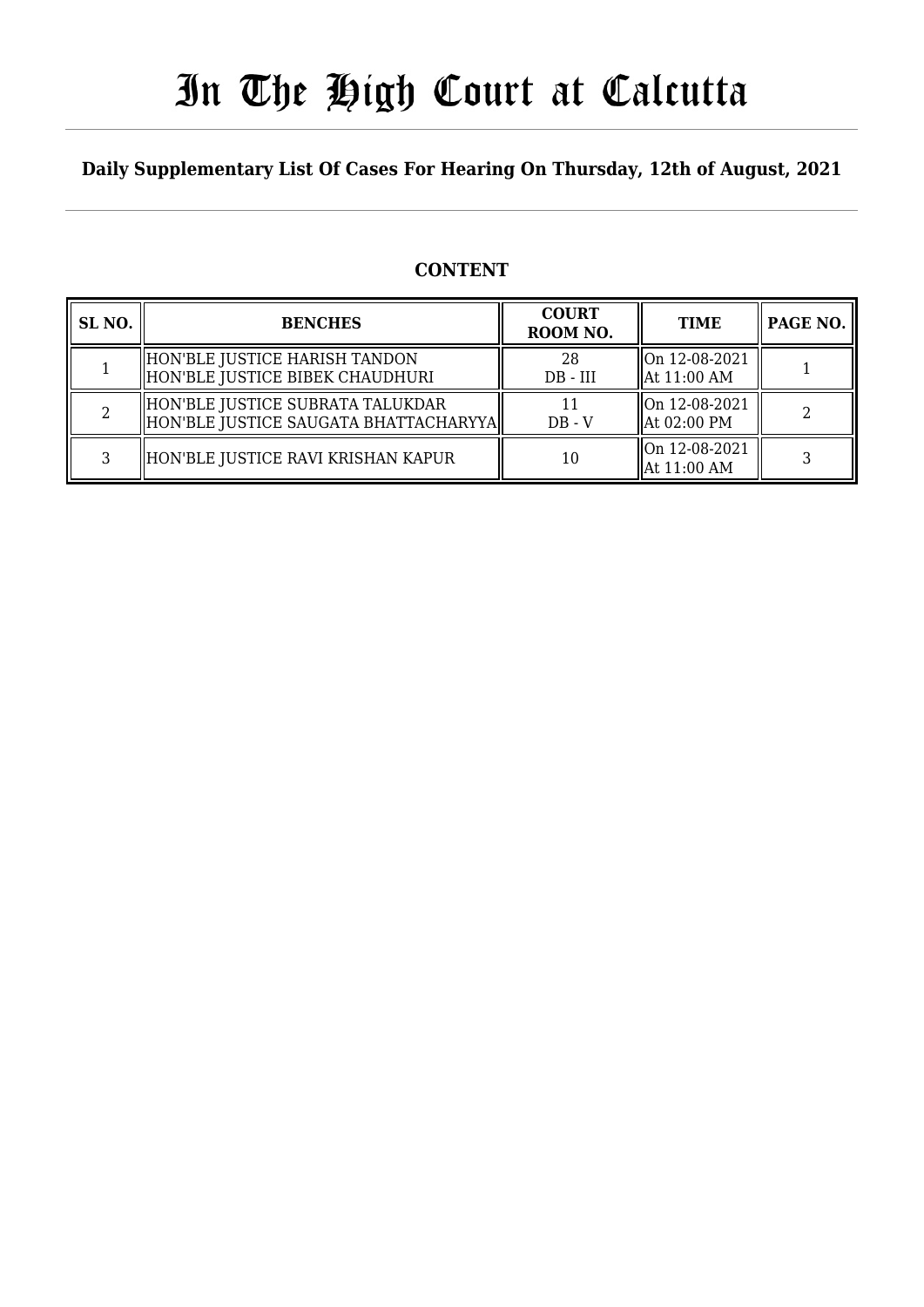# In The High Court at Calcutta

**Daily Supplementary List Of Cases For Hearing On Thursday, 12th of August, 2021**

## CONTENT

| SL NO. | BENCHES | COURT ROOM NO. | TIME | PAGE NO. |
|---|---|---|---|---|
| 1 | HON'BLE JUSTICE HARISH TANDON<br>HON'BLE JUSTICE BIBEK CHAUDHURI | 28<br>DB - III | On 12-08-2021<br>At 11:00 AM | 1 |
| 2 | HON'BLE JUSTICE SUBRATA TALUKDAR<br>HON'BLE JUSTICE SAUGATA BHATTACHARYYA | 11<br>DB - V | On 12-08-2021<br>At 02:00 PM | 2 |
| 3 | HON'BLE JUSTICE RAVI KRISHAN KAPUR | 10 | On 12-08-2021<br>At 11:00 AM | 3 |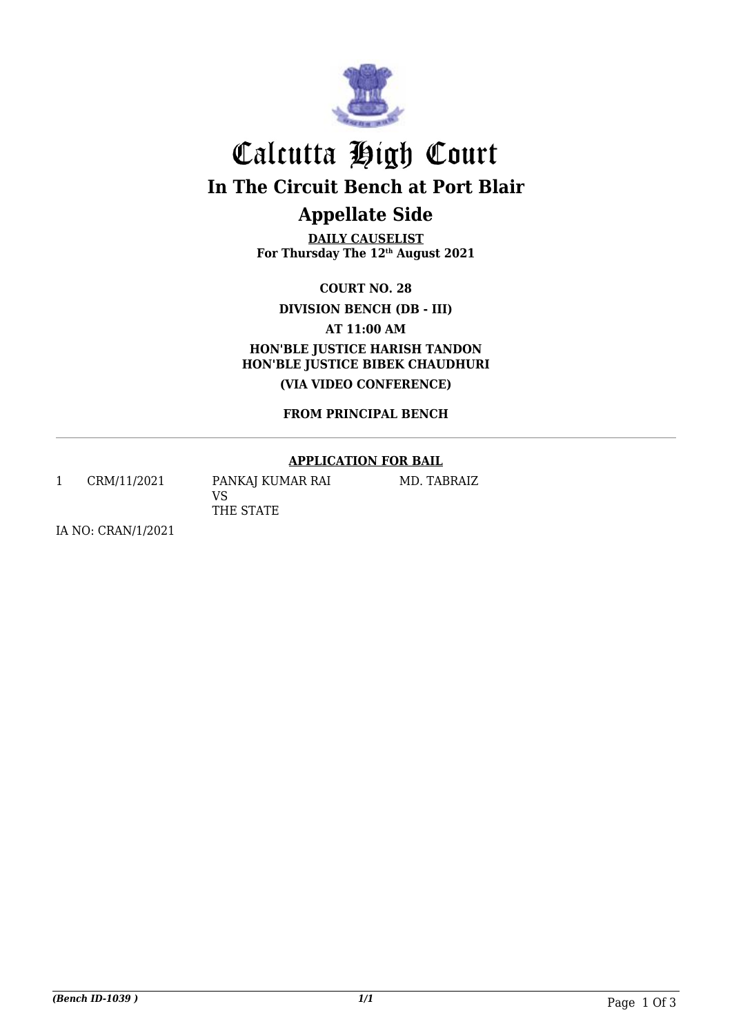# Calcutta High Court

## In The Circuit Bench at Port Blair

## Appellate Side

**DAILY CAUSELIST**
**For Thursday The 12th August 2021**

**COURT NO. 28**

**DIVISION BENCH (DB - III)**

**AT 11:00 AM**

**HON'BLE JUSTICE HARISH TANDON**
**HON'BLE JUSTICE BIBEK CHAUDHURI**

**(VIA VIDEO CONFERENCE)**

**FROM PRINCIPAL BENCH**

---

**APPLICATION FOR BAIL**

| | | | |
|---|---|---|---|
| 1 | CRM/11/2021 | PANKAJ KUMAR RAI<br>VS<br>THE STATE | MD. TABRAIZ |

IA NO: CRAN/1/2021

*(Bench ID-1039 )* 1/1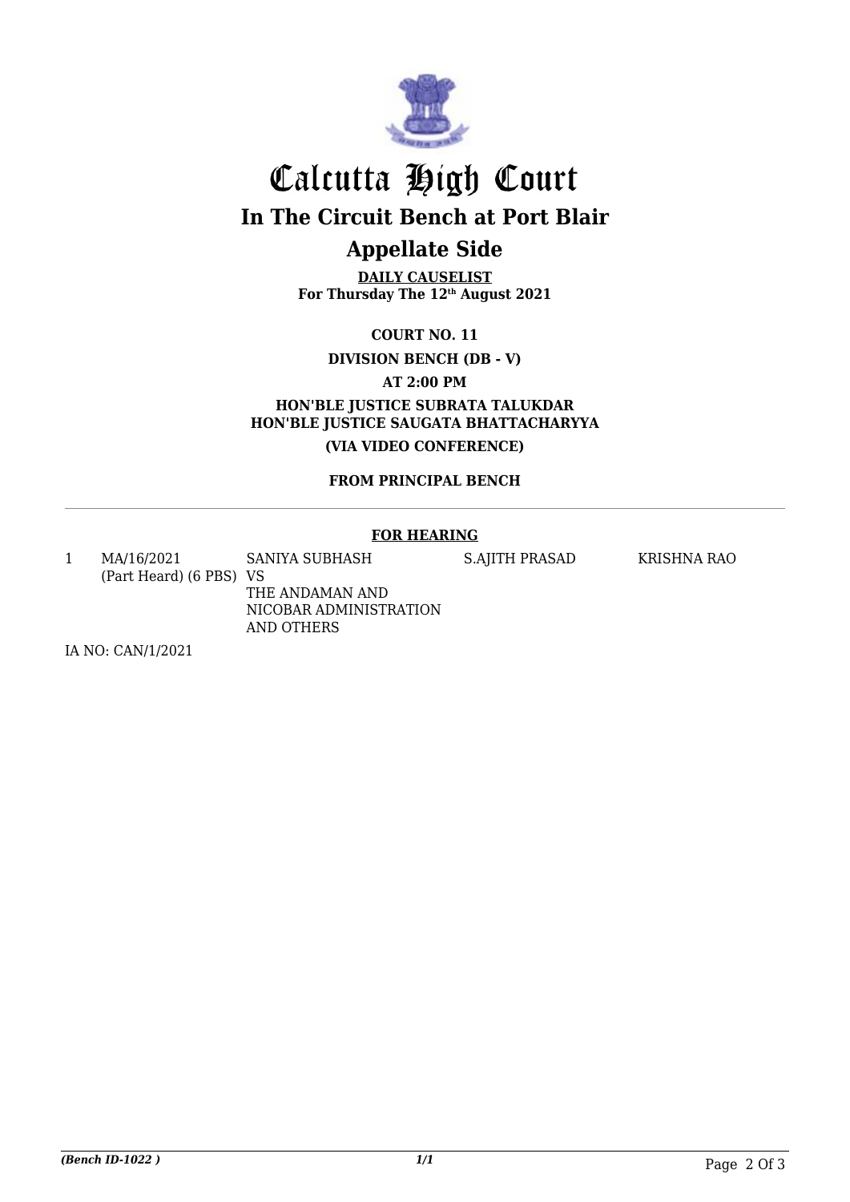# Calcutta High Court

## In The Circuit Bench at Port Blair

## Appellate Side

**DAILY CAUSELIST**
**For Thursday The 12th August 2021**

**COURT NO. 11**

**DIVISION BENCH (DB - V)**

**AT 2:00 PM**

**HON'BLE JUSTICE SUBRATA TALUKDAR**
**HON'BLE JUSTICE SAUGATA BHATTACHARYYA**

**(VIA VIDEO CONFERENCE)**

**FROM PRINCIPAL BENCH**

**FOR HEARING**

| | | | | |
|---|---|---|---|---|
| 1 | MA/16/2021 (Part Heard) (6 PBS) | SANIYA SUBHASH VS THE ANDAMAN AND NICOBAR ADMINISTRATION AND OTHERS | S.AJITH PRASAD | KRISHNA RAO |

IA NO: CAN/1/2021

*(Bench ID-1022 )*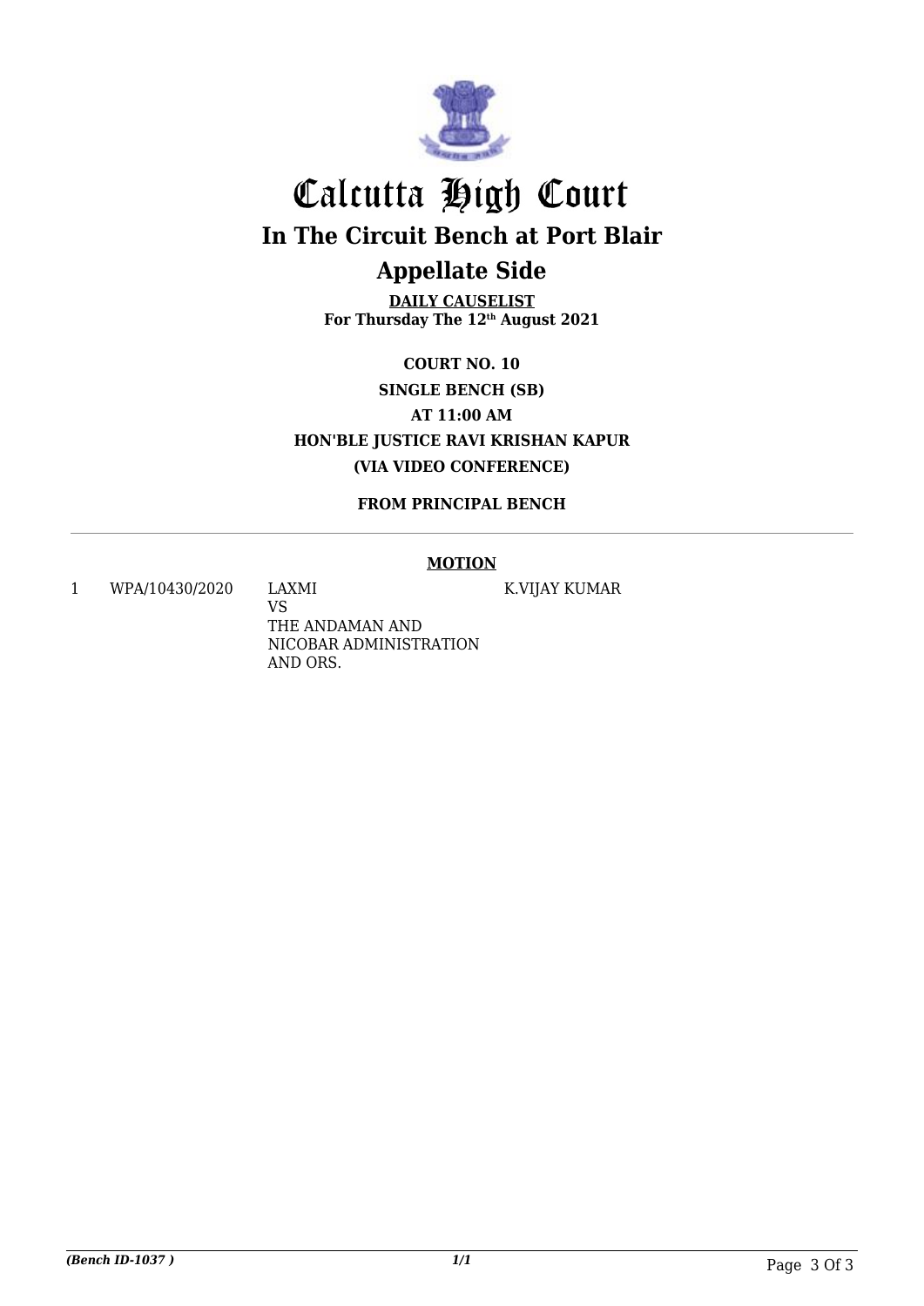# Calcutta High Court

## In The Circuit Bench at Port Blair

## Appellate Side

**DAILY CAUSELIST**
**For Thursday The 12th August 2021**

**COURT NO. 10**
**SINGLE BENCH (SB)**
**AT 11:00 AM**
**HON'BLE JUSTICE RAVI KRISHAN KAPUR**
**(VIA VIDEO CONFERENCE)**

**FROM PRINCIPAL BENCH**

---

**MOTION**

| | | | |
|---|---|---|---|
| 1 | WPA/10430/2020 | LAXMI<br>VS<br>THE ANDAMAN AND NICOBAR ADMINISTRATION AND ORS. | K.VIJAY KUMAR |

*(Bench ID-1037 )*